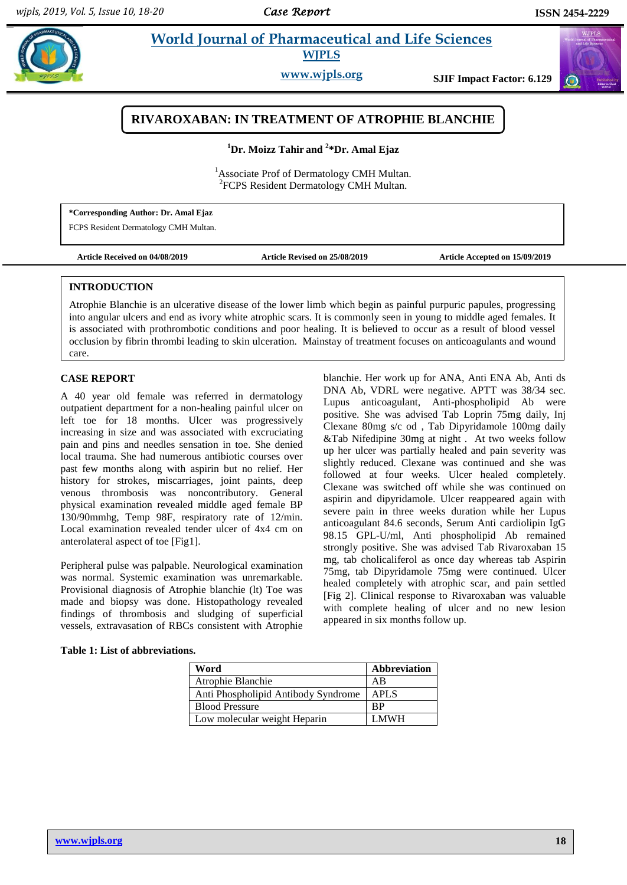# World Journal of Pharmaceutical and Life Sciences

**WJPLS**

www.wjpls.org

**SJIF Impact Factor: 6.129**

## RIVAROXABAN: IN TREATMENT OF ATROPHIE BLANCHIE

**[1]Dr. Moizz Tahir and [2]*Dr. Amal Ejaz**

[1]Associate Prof of Dermatology CMH Multan.
[2]FCPS Resident Dermatology CMH Multan.

**\*Corresponding Author: Dr. Amal Ejaz**
FCPS Resident Dermatology CMH Multan.

**Article Received on 04/08/2019** **Article Revised on 25/08/2019** **Article Accepted on 15/09/2019**

### INTRODUCTION

Atrophie Blanchie is an ulcerative disease of the lower limb which begin as painful purpuric papules, progressing into angular ulcers and end as ivory white atrophic scars. It is commonly seen in young to middle aged females. It is associated with prothrombotic conditions and poor healing. It is believed to occur as a result of blood vessel occlusion by fibrin thrombi leading to skin ulceration. Mainstay of treatment focuses on anticoagulants and wound care.

### CASE REPORT

A 40 year old female was referred in dermatology outpatient department for a non-healing painful ulcer on left toe for 18 months. Ulcer was progressively increasing in size and was associated with excruciating pain and pins and needles sensation in toe. She denied local trauma. She had numerous antibiotic courses over past few months along with aspirin but no relief. Her history for strokes, miscarriages, joint paints, deep venous thrombosis was noncontributory. General physical examination revealed middle aged female BP 130/90mmhg, Temp 98F, respiratory rate of 12/min. Local examination revealed tender ulcer of 4x4 cm on anterolateral aspect of toe [Fig1].

Peripheral pulse was palpable. Neurological examination was normal. Systemic examination was unremarkable. Provisional diagnosis of Atrophie blanchie (lt) Toe was made and biopsy was done. Histopathology revealed findings of thrombosis and sludging of superficial vessels, extravasation of RBCs consistent with Atrophie blanchie. Her work up for ANA, Anti ENA Ab, Anti ds DNA Ab, VDRL were negative. APTT was 38/34 sec. Lupus anticoagulant, Anti-phospholipid Ab were positive. She was advised Tab Loprin 75mg daily, Inj Clexane 80mg s/c od , Tab Dipyridamole 100mg daily &Tab Nifedipine 30mg at night . At two weeks follow up her ulcer was partially healed and pain severity was slightly reduced. Clexane was continued and she was followed at four weeks. Ulcer healed completely. Clexane was switched off while she was continued on aspirin and dipyridamole. Ulcer reappeared again with severe pain in three weeks duration while her Lupus anticoagulant 84.6 seconds, Serum Anti cardiolipin IgG 98.15 GPL-U/ml, Anti phospholipid Ab remained strongly positive. She was advised Tab Rivaroxaban 15 mg, tab cholicaliferol as once day whereas tab Aspirin 75mg, tab Dipyridamole 75mg were continued. Ulcer healed completely with atrophic scar, and pain settled [Fig 2]. Clinical response to Rivaroxaban was valuable with complete healing of ulcer and no new lesion appeared in six months follow up.

**Table 1: List of abbreviations.**

| Word | Abbreviation |
|---|---|
| Atrophie Blanchie | AB |
| Anti Phospholipid Antibody Syndrome | APLS |
| Blood Pressure | BP |
| Low molecular weight Heparin | LMWH |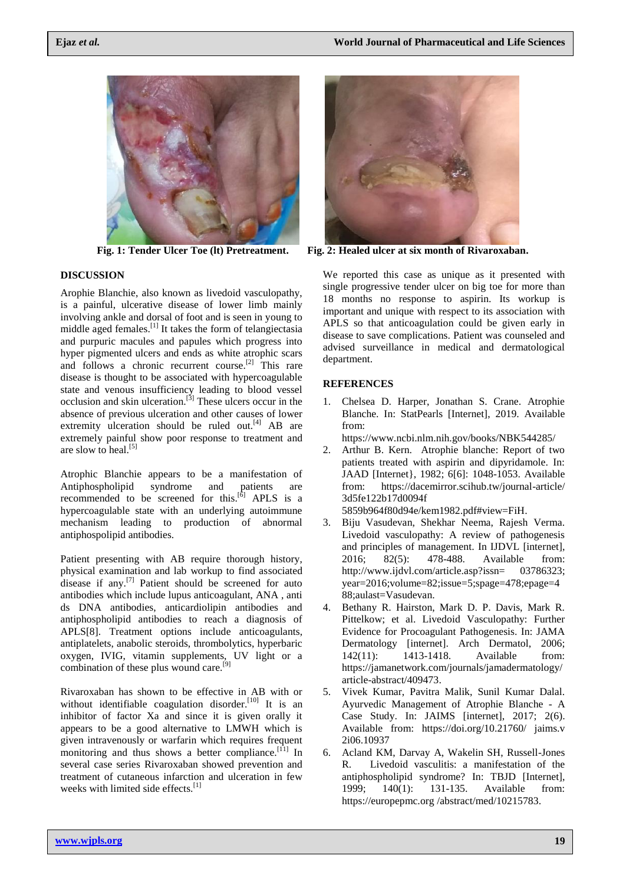Fig. 1: Tender Ulcer Toe (lt) Pretreatment.

Fig. 2: Healed ulcer at six month of Rivaroxaban.

## DISCUSSION

Arophie Blanchie, also known as livedoid vasculopathy, is a painful, ulcerative disease of lower limb mainly involving ankle and dorsal of foot and is seen in young to middle aged females.[1] It takes the form of telangiectasia and purpuric macules and papules which progress into hyper pigmented ulcers and ends as white atrophic scars and follows a chronic recurrent course.[2] This rare disease is thought to be associated with hypercoagulable state and venous insufficiency leading to blood vessel occlusion and skin ulceration.[3] These ulcers occur in the absence of previous ulceration and other causes of lower extremity ulceration should be ruled out.[4] AB are extremely painful show poor response to treatment and are slow to heal.[5]

Atrophic Blanchie appears to be a manifestation of Antiphospholipid syndrome and patients are recommended to be screened for this.[6] APLS is a hypercoagulable state with an underlying autoimmune mechanism leading to production of abnormal antiphospolipid antibodies.

Patient presenting with AB require thorough history, physical examination and lab workup to find associated disease if any.[7] Patient should be screened for auto antibodies which include lupus anticoagulant, ANA , anti ds DNA antibodies, anticardiolipin antibodies and antiphospholipid antibodies to reach a diagnosis of APLS[8]. Treatment options include anticoagulants, antiplatelets, anabolic steroids, thrombolytics, hyperbaric oxygen, IVIG, vitamin supplements, UV light or a combination of these plus wound care.[9]

Rivaroxaban has shown to be effective in AB with or without identifiable coagulation disorder.[10] It is an inhibitor of factor Xa and since it is given orally it appears to be a good alternative to LMWH which is given intravenously or warfarin which requires frequent monitoring and thus shows a better compliance.[11] In several case series Rivaroxaban showed prevention and treatment of cutaneous infarction and ulceration in few weeks with limited side effects.[1]

We reported this case as unique as it presented with single progressive tender ulcer on big toe for more than 18 months no response to aspirin. Its workup is important and unique with respect to its association with APLS so that anticoagulation could be given early in disease to save complications. Patient was counseled and advised surveillance in medical and dermatological department.

## REFERENCES

1. Chelsea D. Harper, Jonathan S. Crane. Atrophie Blanche. In: StatPearls [Internet], 2019. Available from: https://www.ncbi.nlm.nih.gov/books/NBK544285/
2. Arthur B. Kern. Atrophie blanche: Report of two patients treated with aspirin and dipyridamole. In: JAAD [Internet}, 1982; 6[6]: 1048-1053. Available from: https://dacemirror.scihub.tw/journal-article/3d5fe122b17d0094f5859b964f80d94e/kem1982.pdf#view=FiH.
3. Biju Vasudevan, Shekhar Neema, Rajesh Verma. Livedoid vasculopathy: A review of pathogenesis and principles of management. In IJDVL [internet], 2016; 82(5): 478-488. Available from: http://www.ijdvl.com/article.asp?issn= 03786323; year=2016;volume=82;issue=5;spage=478;epage=488;aulast=Vasudevan.
4. Bethany R. Hairston, Mark D. P. Davis, Mark R. Pittelkow; et al. Livedoid Vasculopathy: Further Evidence for Procoagulant Pathogenesis. In: JAMA Dermatology [internet]. Arch Dermatol, 2006; 142(11): 1413-1418. Available from: https://jamanetwork.com/journals/jamadermatology/article-abstract/409473.
5. Vivek Kumar, Pavitra Malik, Sunil Kumar Dalal. Ayurvedic Management of Atrophie Blanche - A Case Study. In: JAIMS [internet], 2017; 2(6). Available from: https://doi.org/10.21760/ jaims.v2i06.10937
6. Acland KM, Darvay A, Wakelin SH, Russell-Jones R. Livedoid vasculitis: a manifestation of the antiphospholipid syndrome? In: TBJD [Internet], 1999; 140(1): 131-135. Available from: https://europepmc.org /abstract/med/10215783.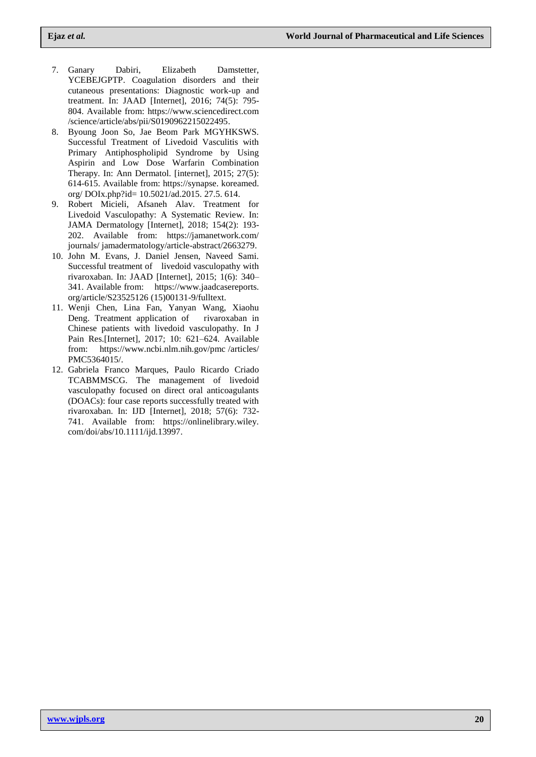7. Ganary Dabiri, Elizabeth Damstetter, YCEBEJGPTP. Coagulation disorders and their cutaneous presentations: Diagnostic work-up and treatment. In: JAAD [Internet], 2016; 74(5): 795-804. Available from: https://www.sciencedirect.com /science/article/abs/pii/S0190962215022495.
8. Byoung Joon So, Jae Beom Park MGYHKSWS. Successful Treatment of Livedoid Vasculitis with Primary Antiphospholipid Syndrome by Using Aspirin and Low Dose Warfarin Combination Therapy. In: Ann Dermatol. [internet], 2015; 27(5): 614-615. Available from: https://synapse. koreamed. org/ DOIx.php?id= 10.5021/ad.2015. 27.5. 614.
9. Robert Micieli, Afsaneh Alav. Treatment for Livedoid Vasculopathy: A Systematic Review. In: JAMA Dermatology [Internet], 2018; 154(2): 193-202. Available from: https://jamanetwork.com/ journals/ jamadermatology/article-abstract/2663279.
10. John M. Evans, J. Daniel Jensen, Naveed Sami. Successful treatment of livedoid vasculopathy with rivaroxaban. In: JAAD [Internet], 2015; 1(6): 340–341. Available from: https://www.jaadcasereports. org/article/S23525126 (15)00131-9/fulltext.
11. Wenji Chen, Lina Fan, Yanyan Wang, Xiaohu Deng. Treatment application of rivaroxaban in Chinese patients with livedoid vasculopathy. In J Pain Res.[Internet], 2017; 10: 621–624. Available from: https://www.ncbi.nlm.nih.gov/pmc /articles/ PMC5364015/.
12. Gabriela Franco Marques, Paulo Ricardo Criado TCABMMSCG. The management of livedoid vasculopathy focused on direct oral anticoagulants (DOACs): four case reports successfully treated with rivaroxaban. In: IJD [Internet], 2018; 57(6): 732-741. Available from: https://onlinelibrary.wiley. com/doi/abs/10.1111/ijd.13997.